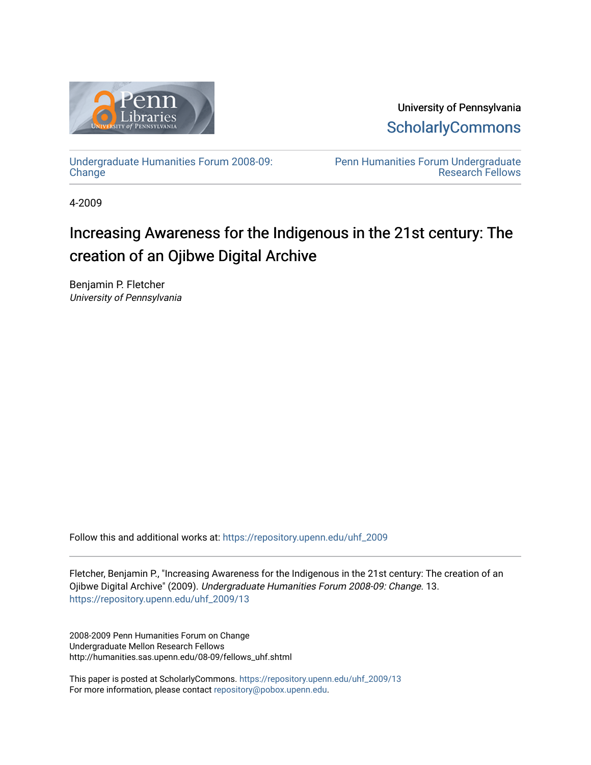University of Pennsylvania
ScholarlyCommons

Undergraduate Humanities Forum 2008-09: Change

Penn Humanities Forum Undergraduate Research Fellows

4-2009

# Increasing Awareness for the Indigenous in the 21st century: The creation of an Ojibwe Digital Archive

Benjamin P. Fletcher
*University of Pennsylvania*

Follow this and additional works at: https://repository.upenn.edu/uhf_2009

Fletcher, Benjamin P., "Increasing Awareness for the Indigenous in the 21st century: The creation of an Ojibwe Digital Archive" (2009). *Undergraduate Humanities Forum 2008-09: Change*. 13.
https://repository.upenn.edu/uhf_2009/13

2008-2009 Penn Humanities Forum on Change
Undergraduate Mellon Research Fellows
http://humanities.sas.upenn.edu/08-09/fellows_uhf.shtml

This paper is posted at ScholarlyCommons. https://repository.upenn.edu/uhf_2009/13
For more information, please contact repository@pobox.upenn.edu.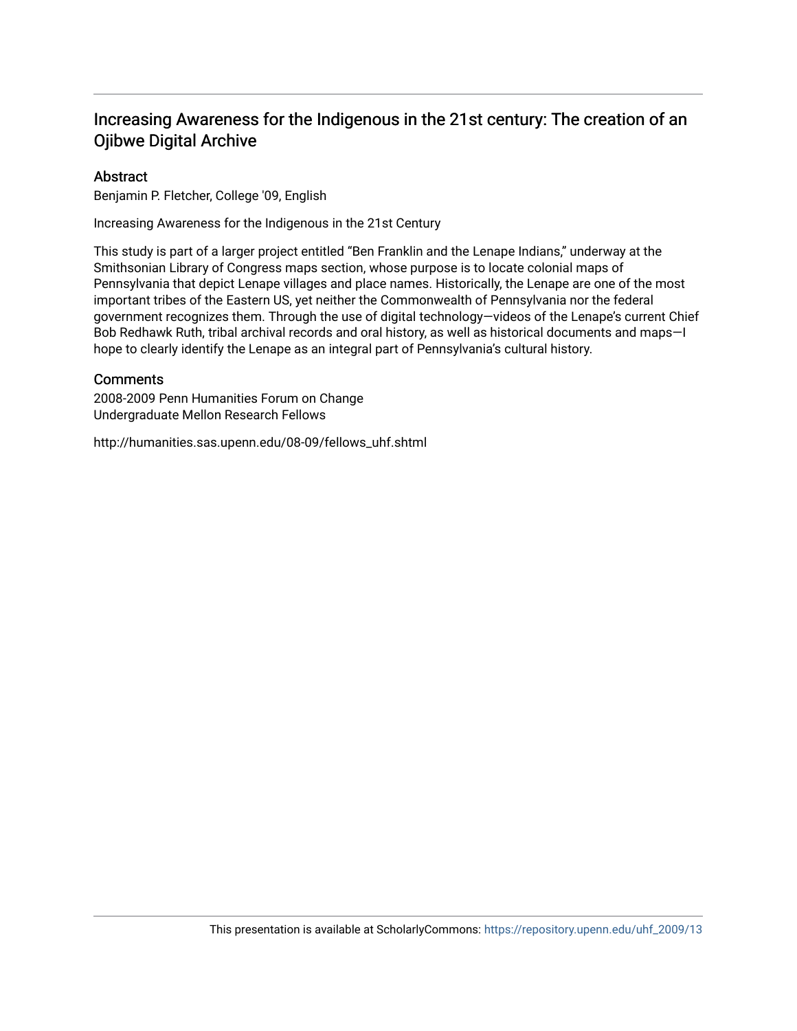# Increasing Awareness for the Indigenous in the 21st century: The creation of an Ojibwe Digital Archive

## Abstract

Benjamin P. Fletcher, College '09, English

Increasing Awareness for the Indigenous in the 21st Century

This study is part of a larger project entitled "Ben Franklin and the Lenape Indians," underway at the Smithsonian Library of Congress maps section, whose purpose is to locate colonial maps of Pennsylvania that depict Lenape villages and place names. Historically, the Lenape are one of the most important tribes of the Eastern US, yet neither the Commonwealth of Pennsylvania nor the federal government recognizes them. Through the use of digital technology—videos of the Lenape's current Chief Bob Redhawk Ruth, tribal archival records and oral history, as well as historical documents and maps—I hope to clearly identify the Lenape as an integral part of Pennsylvania's cultural history.

## Comments

2008-2009 Penn Humanities Forum on Change
Undergraduate Mellon Research Fellows

http://humanities.sas.upenn.edu/08-09/fellows_uhf.shtml

This presentation is available at ScholarlyCommons: https://repository.upenn.edu/uhf_2009/13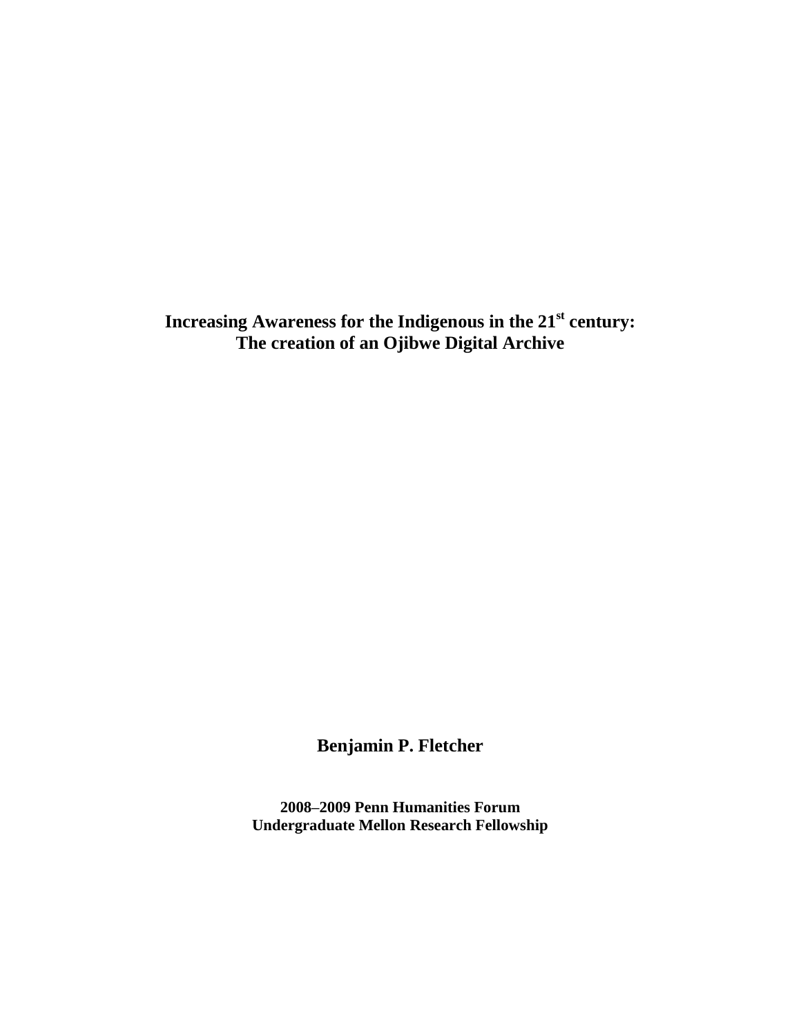# Increasing Awareness for the Indigenous in the 21st century: The creation of an Ojibwe Digital Archive

**Benjamin P. Fletcher**

**2008–2009 Penn Humanities Forum**
**Undergraduate Mellon Research Fellowship**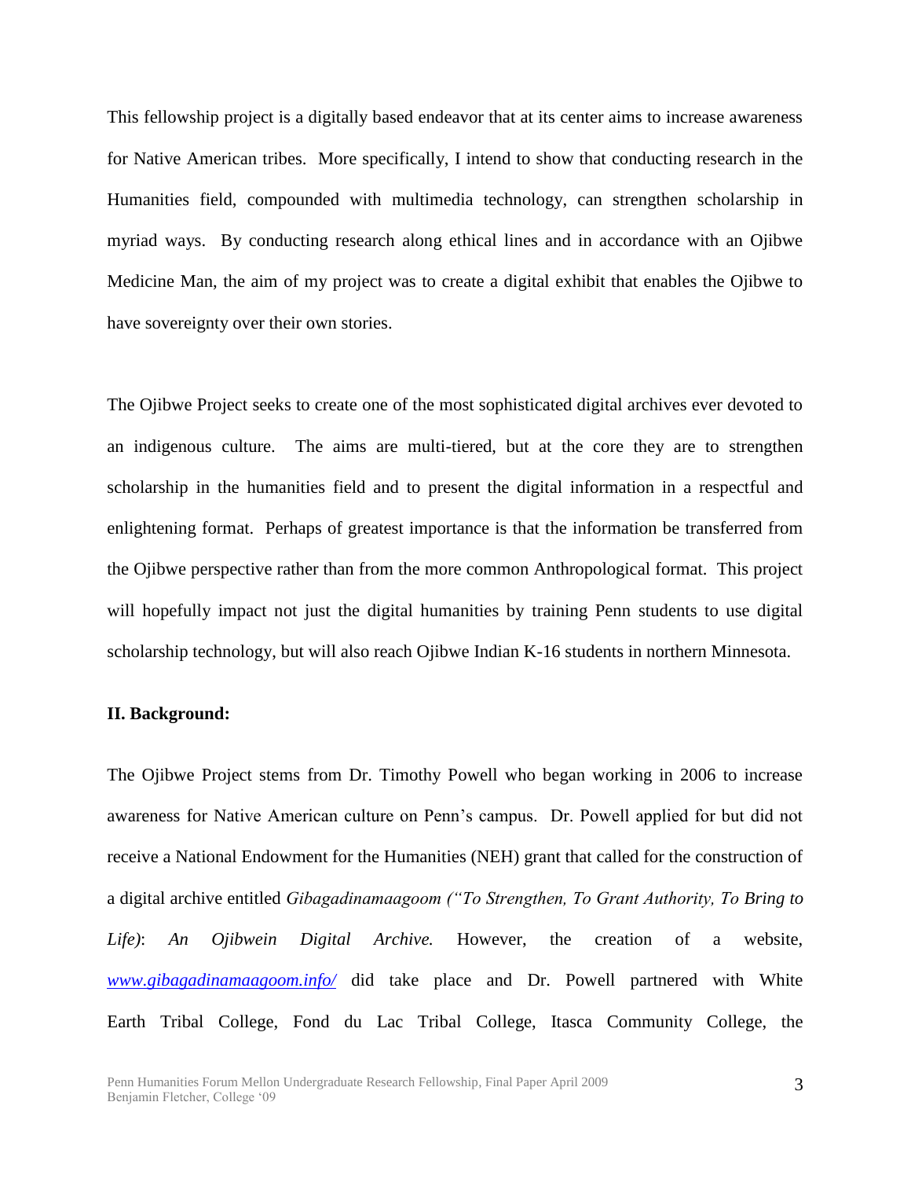This fellowship project is a digitally based endeavor that at its center aims to increase awareness for Native American tribes. More specifically, I intend to show that conducting research in the Humanities field, compounded with multimedia technology, can strengthen scholarship in myriad ways. By conducting research along ethical lines and in accordance with an Ojibwe Medicine Man, the aim of my project was to create a digital exhibit that enables the Ojibwe to have sovereignty over their own stories.

The Ojibwe Project seeks to create one of the most sophisticated digital archives ever devoted to an indigenous culture. The aims are multi-tiered, but at the core they are to strengthen scholarship in the humanities field and to present the digital information in a respectful and enlightening format. Perhaps of greatest importance is that the information be transferred from the Ojibwe perspective rather than from the more common Anthropological format. This project will hopefully impact not just the digital humanities by training Penn students to use digital scholarship technology, but will also reach Ojibwe Indian K-16 students in northern Minnesota.

**II. Background:**

The Ojibwe Project stems from Dr. Timothy Powell who began working in 2006 to increase awareness for Native American culture on Penn's campus. Dr. Powell applied for but did not receive a National Endowment for the Humanities (NEH) grant that called for the construction of a digital archive entitled *Gibagadinamaagoom ("To Strengthen, To Grant Authority, To Bring to Life)*: *An Ojibwein Digital Archive.* However, the creation of a website, [www.gibagadinamaagoom.info/](www.gibagadinamaagoom.info/) did take place and Dr. Powell partnered with White Earth Tribal College, Fond du Lac Tribal College, Itasca Community College, the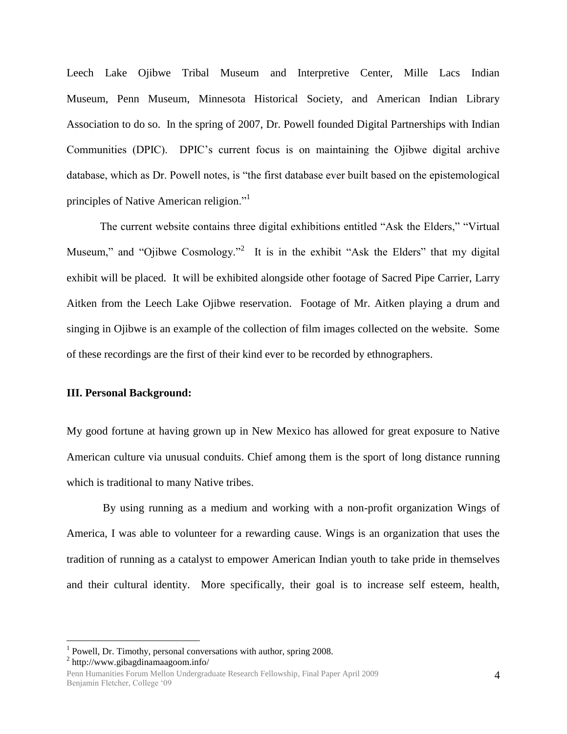Leech Lake Ojibwe Tribal Museum and Interpretive Center, Mille Lacs Indian Museum, Penn Museum, Minnesota Historical Society, and American Indian Library Association to do so. In the spring of 2007, Dr. Powell founded Digital Partnerships with Indian Communities (DPIC). DPIC's current focus is on maintaining the Ojibwe digital archive database, which as Dr. Powell notes, is "the first database ever built based on the epistemological principles of Native American religion."[1]

The current website contains three digital exhibitions entitled "Ask the Elders," "Virtual Museum," and "Ojibwe Cosmology."[2] It is in the exhibit "Ask the Elders" that my digital exhibit will be placed. It will be exhibited alongside other footage of Sacred Pipe Carrier, Larry Aitken from the Leech Lake Ojibwe reservation. Footage of Mr. Aitken playing a drum and singing in Ojibwe is an example of the collection of film images collected on the website. Some of these recordings are the first of their kind ever to be recorded by ethnographers.

### III. Personal Background:

My good fortune at having grown up in New Mexico has allowed for great exposure to Native American culture via unusual conduits. Chief among them is the sport of long distance running which is traditional to many Native tribes.

By using running as a medium and working with a non-profit organization Wings of America, I was able to volunteer for a rewarding cause. Wings is an organization that uses the tradition of running as a catalyst to empower American Indian youth to take pride in themselves and their cultural identity. More specifically, their goal is to increase self esteem, health,

---

[1] Powell, Dr. Timothy, personal conversations with author, spring 2008.

[2] http://www.gibagdinamaagoom.info/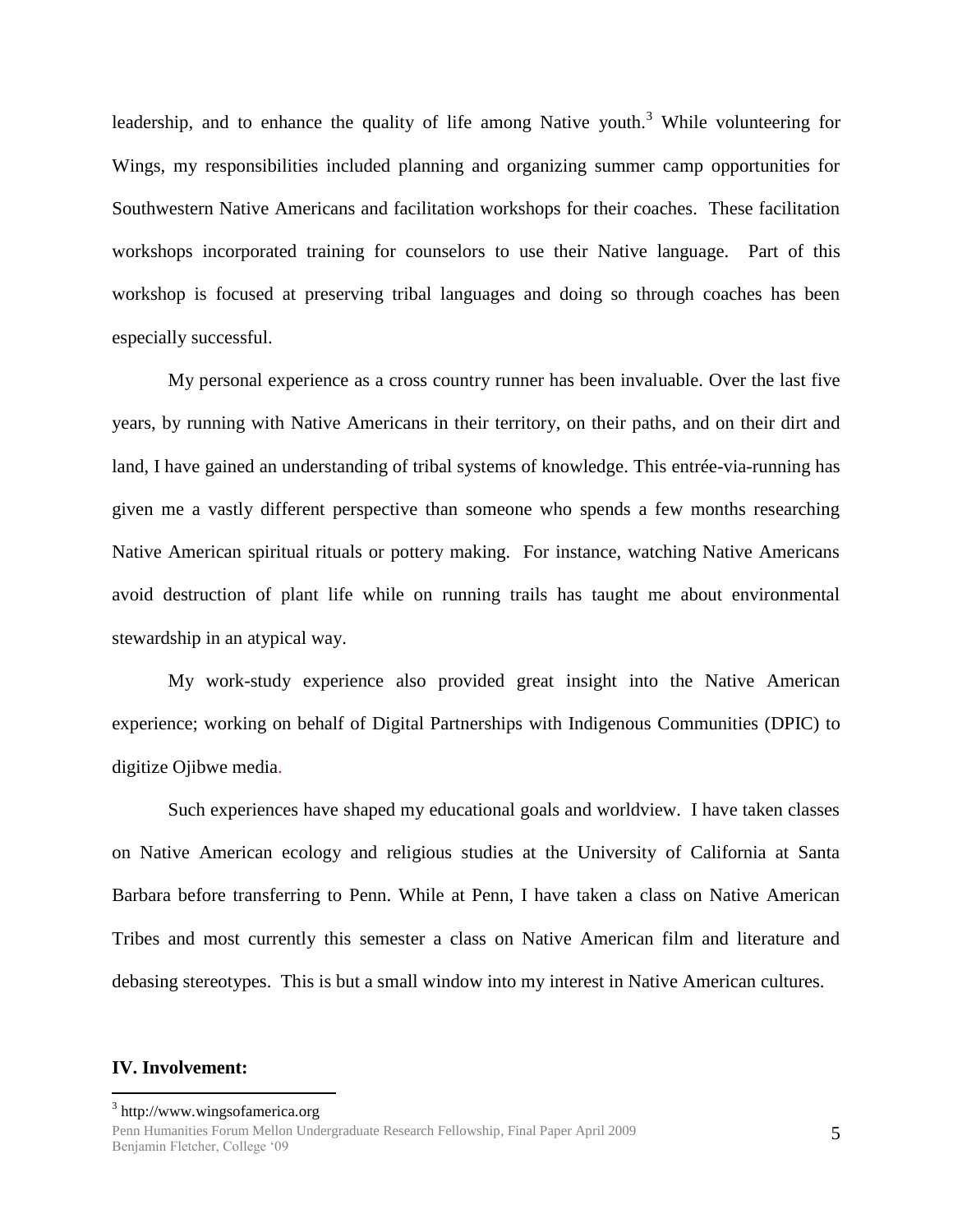leadership, and to enhance the quality of life among Native youth.[3] While volunteering for Wings, my responsibilities included planning and organizing summer camp opportunities for Southwestern Native Americans and facilitation workshops for their coaches. These facilitation workshops incorporated training for counselors to use their Native language. Part of this workshop is focused at preserving tribal languages and doing so through coaches has been especially successful.

My personal experience as a cross country runner has been invaluable. Over the last five years, by running with Native Americans in their territory, on their paths, and on their dirt and land, I have gained an understanding of tribal systems of knowledge. This entrée-via-running has given me a vastly different perspective than someone who spends a few months researching Native American spiritual rituals or pottery making. For instance, watching Native Americans avoid destruction of plant life while on running trails has taught me about environmental stewardship in an atypical way.

My work-study experience also provided great insight into the Native American experience; working on behalf of Digital Partnerships with Indigenous Communities (DPIC) to digitize Ojibwe media.

Such experiences have shaped my educational goals and worldview. I have taken classes on Native American ecology and religious studies at the University of California at Santa Barbara before transferring to Penn. While at Penn, I have taken a class on Native American Tribes and most currently this semester a class on Native American film and literature and debasing stereotypes. This is but a small window into my interest in Native American cultures.

**IV. Involvement:**

[3] http://www.wingsofamerica.org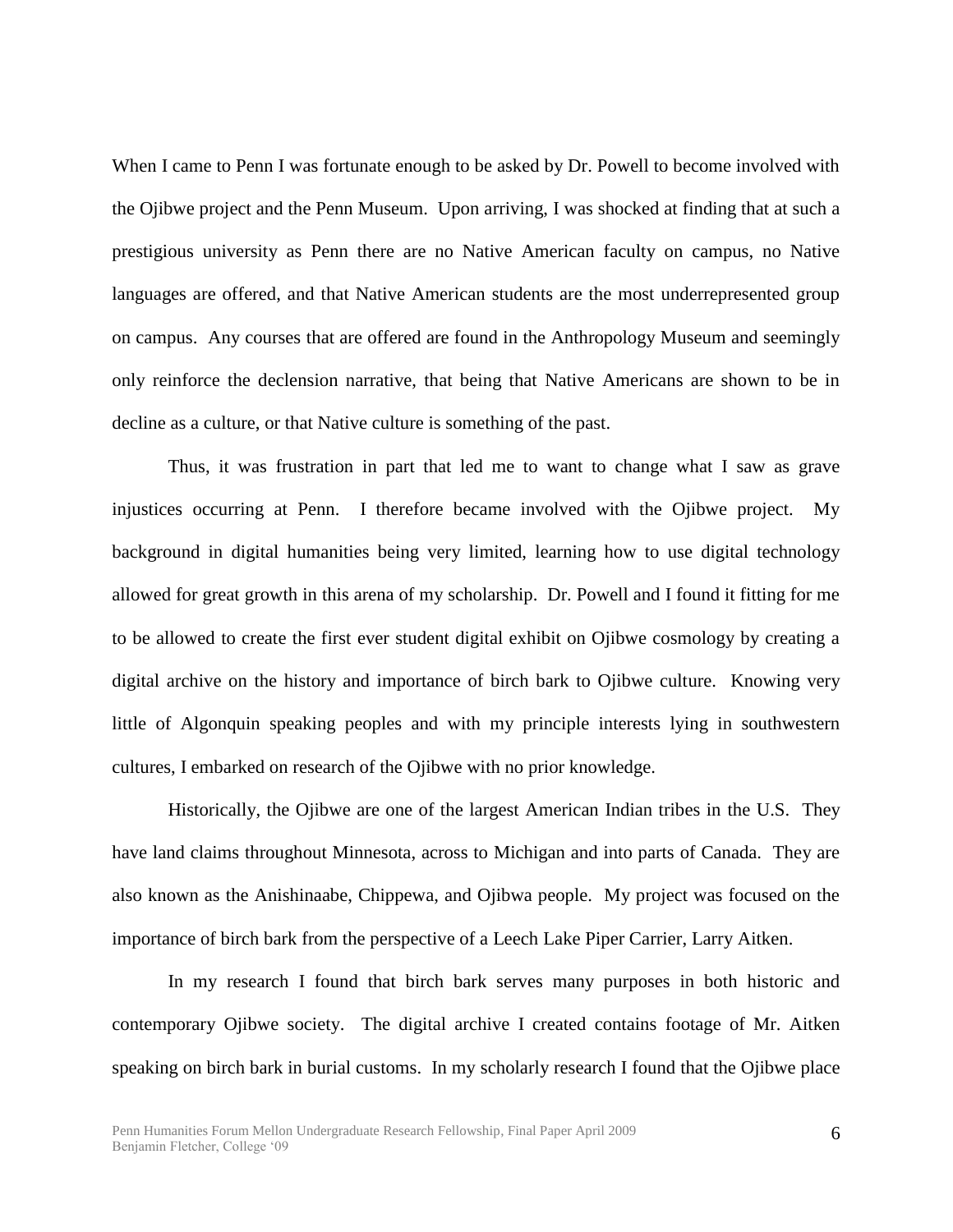When I came to Penn I was fortunate enough to be asked by Dr. Powell to become involved with the Ojibwe project and the Penn Museum. Upon arriving, I was shocked at finding that at such a prestigious university as Penn there are no Native American faculty on campus, no Native languages are offered, and that Native American students are the most underrepresented group on campus. Any courses that are offered are found in the Anthropology Museum and seemingly only reinforce the declension narrative, that being that Native Americans are shown to be in decline as a culture, or that Native culture is something of the past.

Thus, it was frustration in part that led me to want to change what I saw as grave injustices occurring at Penn. I therefore became involved with the Ojibwe project. My background in digital humanities being very limited, learning how to use digital technology allowed for great growth in this arena of my scholarship. Dr. Powell and I found it fitting for me to be allowed to create the first ever student digital exhibit on Ojibwe cosmology by creating a digital archive on the history and importance of birch bark to Ojibwe culture. Knowing very little of Algonquin speaking peoples and with my principle interests lying in southwestern cultures, I embarked on research of the Ojibwe with no prior knowledge.

Historically, the Ojibwe are one of the largest American Indian tribes in the U.S. They have land claims throughout Minnesota, across to Michigan and into parts of Canada. They are also known as the Anishinaabe, Chippewa, and Ojibwa people. My project was focused on the importance of birch bark from the perspective of a Leech Lake Piper Carrier, Larry Aitken.

In my research I found that birch bark serves many purposes in both historic and contemporary Ojibwe society. The digital archive I created contains footage of Mr. Aitken speaking on birch bark in burial customs. In my scholarly research I found that the Ojibwe place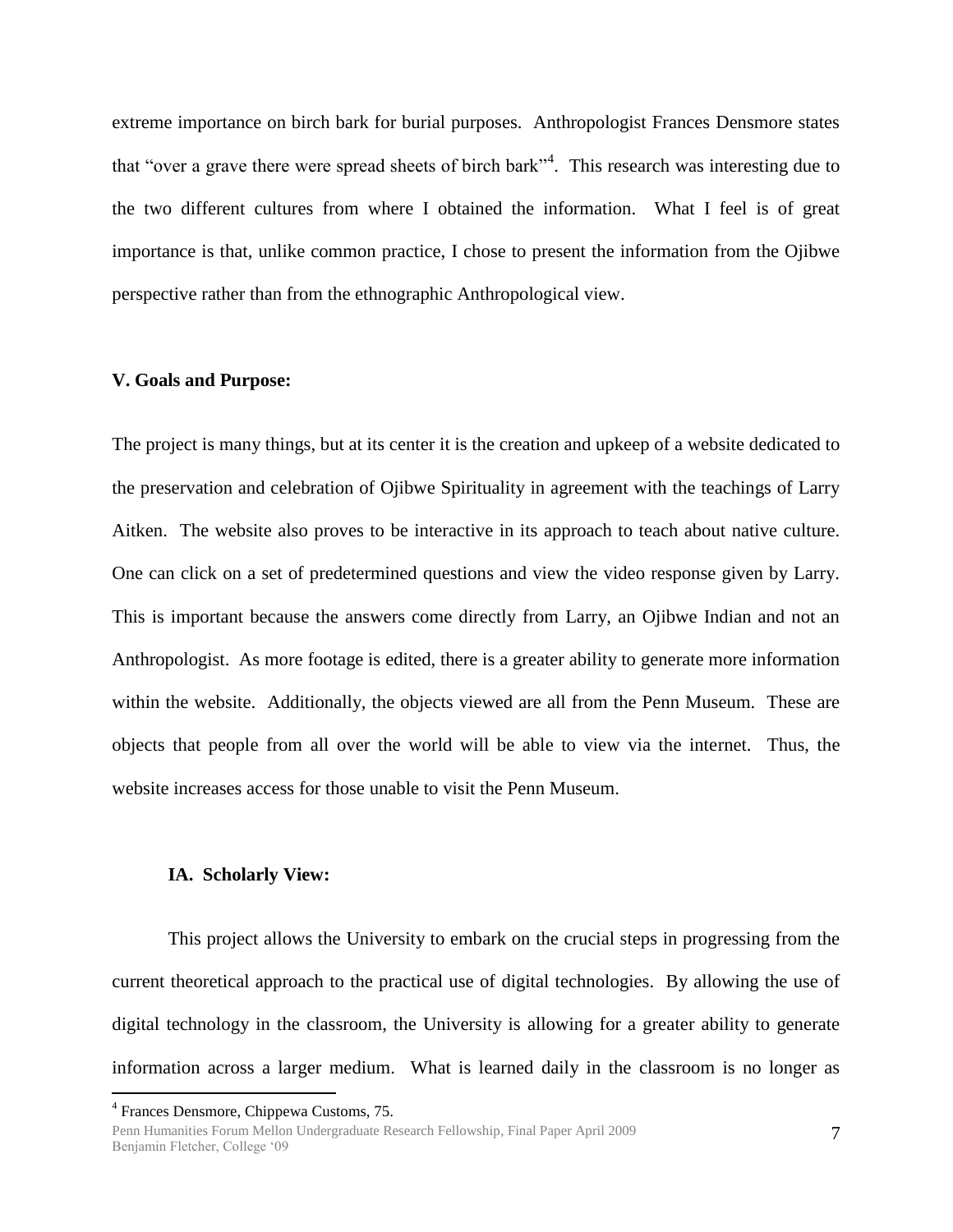extreme importance on birch bark for burial purposes. Anthropologist Frances Densmore states that "over a grave there were spread sheets of birch bark"[4]. This research was interesting due to the two different cultures from where I obtained the information. What I feel is of great importance is that, unlike common practice, I chose to present the information from the Ojibwe perspective rather than from the ethnographic Anthropological view.

## V. Goals and Purpose:

The project is many things, but at its center it is the creation and upkeep of a website dedicated to the preservation and celebration of Ojibwe Spirituality in agreement with the teachings of Larry Aitken. The website also proves to be interactive in its approach to teach about native culture. One can click on a set of predetermined questions and view the video response given by Larry. This is important because the answers come directly from Larry, an Ojibwe Indian and not an Anthropologist. As more footage is edited, there is a greater ability to generate more information within the website. Additionally, the objects viewed are all from the Penn Museum. These are objects that people from all over the world will be able to view via the internet. Thus, the website increases access for those unable to visit the Penn Museum.

### IA. Scholarly View:

This project allows the University to embark on the crucial steps in progressing from the current theoretical approach to the practical use of digital technologies. By allowing the use of digital technology in the classroom, the University is allowing for a greater ability to generate information across a larger medium. What is learned daily in the classroom is no longer as

[4] Frances Densmore, Chippewa Customs, 75.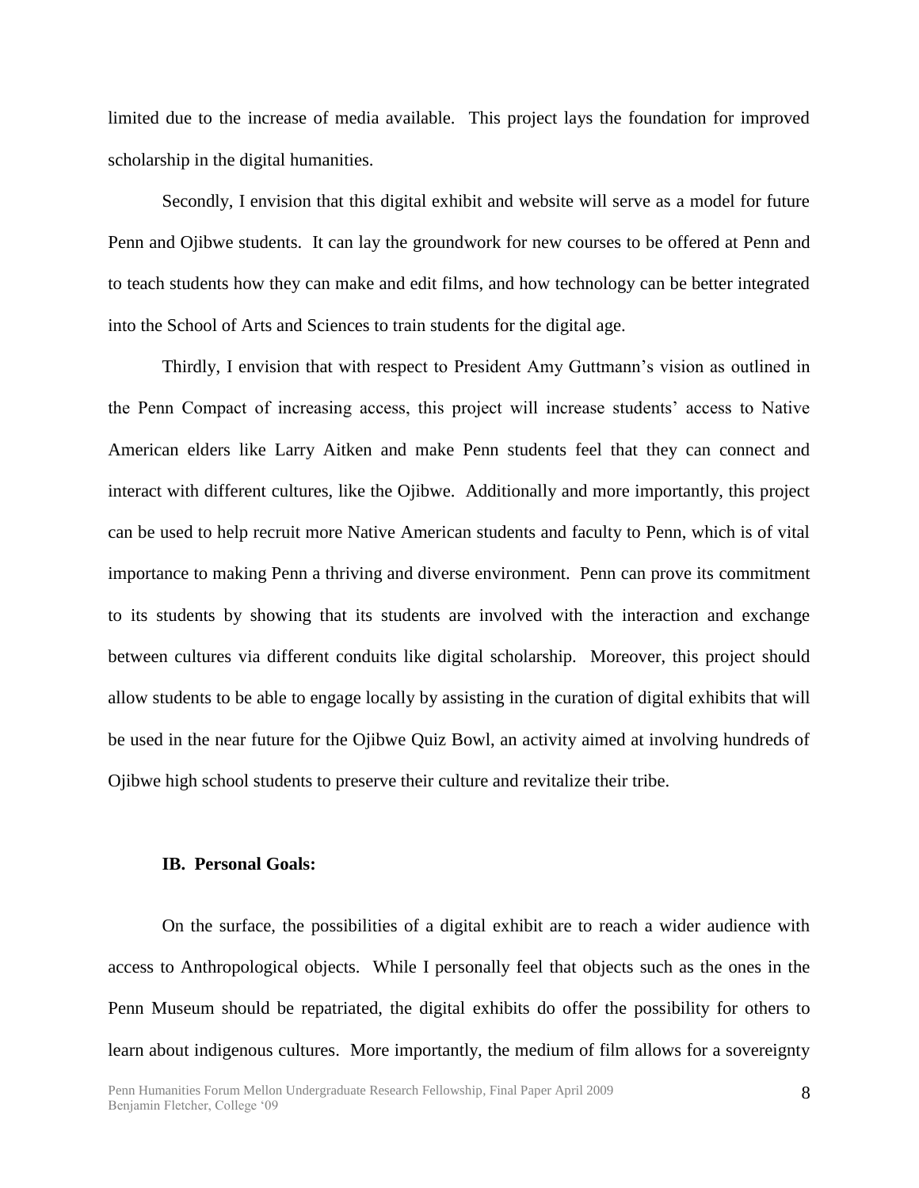limited due to the increase of media available. This project lays the foundation for improved scholarship in the digital humanities.

Secondly, I envision that this digital exhibit and website will serve as a model for future Penn and Ojibwe students. It can lay the groundwork for new courses to be offered at Penn and to teach students how they can make and edit films, and how technology can be better integrated into the School of Arts and Sciences to train students for the digital age.

Thirdly, I envision that with respect to President Amy Guttmann's vision as outlined in the Penn Compact of increasing access, this project will increase students' access to Native American elders like Larry Aitken and make Penn students feel that they can connect and interact with different cultures, like the Ojibwe. Additionally and more importantly, this project can be used to help recruit more Native American students and faculty to Penn, which is of vital importance to making Penn a thriving and diverse environment. Penn can prove its commitment to its students by showing that its students are involved with the interaction and exchange between cultures via different conduits like digital scholarship. Moreover, this project should allow students to be able to engage locally by assisting in the curation of digital exhibits that will be used in the near future for the Ojibwe Quiz Bowl, an activity aimed at involving hundreds of Ojibwe high school students to preserve their culture and revitalize their tribe.

### IB. Personal Goals:

On the surface, the possibilities of a digital exhibit are to reach a wider audience with access to Anthropological objects. While I personally feel that objects such as the ones in the Penn Museum should be repatriated, the digital exhibits do offer the possibility for others to learn about indigenous cultures. More importantly, the medium of film allows for a sovereignty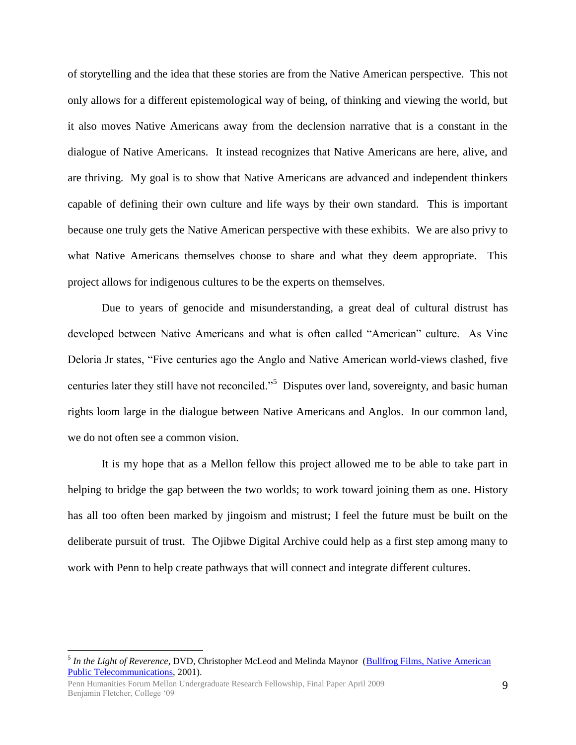of storytelling and the idea that these stories are from the Native American perspective. This not only allows for a different epistemological way of being, of thinking and viewing the world, but it also moves Native Americans away from the declension narrative that is a constant in the dialogue of Native Americans. It instead recognizes that Native Americans are here, alive, and are thriving. My goal is to show that Native Americans are advanced and independent thinkers capable of defining their own culture and life ways by their own standard. This is important because one truly gets the Native American perspective with these exhibits. We are also privy to what Native Americans themselves choose to share and what they deem appropriate. This project allows for indigenous cultures to be the experts on themselves.

Due to years of genocide and misunderstanding, a great deal of cultural distrust has developed between Native Americans and what is often called "American" culture. As Vine Deloria Jr states, "Five centuries ago the Anglo and Native American world-views clashed, five centuries later they still have not reconciled."[5] Disputes over land, sovereignty, and basic human rights loom large in the dialogue between Native Americans and Anglos. In our common land, we do not often see a common vision.

It is my hope that as a Mellon fellow this project allowed me to be able to take part in helping to bridge the gap between the two worlds; to work toward joining them as one. History has all too often been marked by jingoism and mistrust; I feel the future must be built on the deliberate pursuit of trust. The Ojibwe Digital Archive could help as a first step among many to work with Penn to help create pathways that will connect and integrate different cultures.

---

[5] *In the Light of Reverence*, DVD, Christopher McLeod and Melinda Maynor (Bullfrog Films, Native American Public Telecommunications, 2001).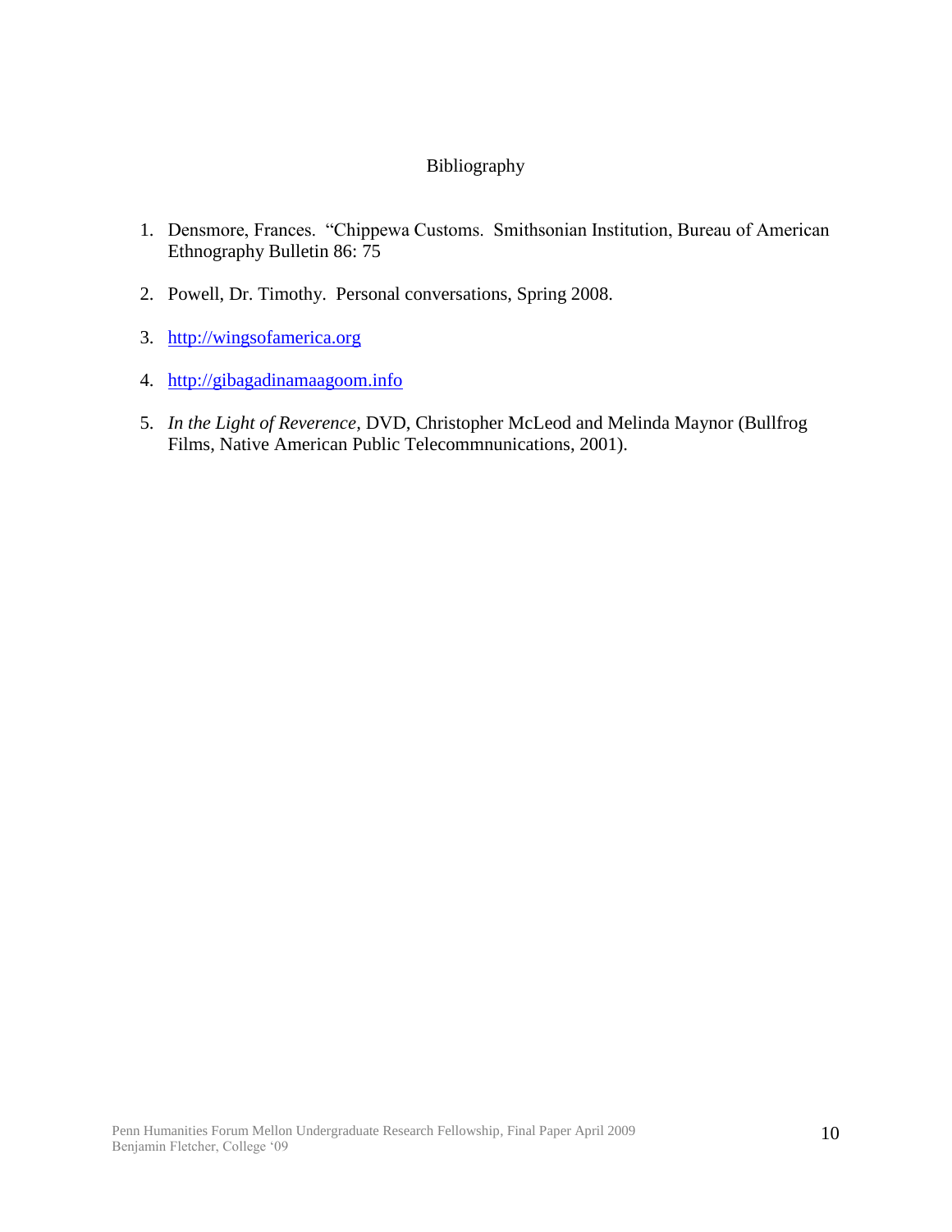# Bibliography

1. Densmore, Frances. "Chippewa Customs. Smithsonian Institution, Bureau of American Ethnography Bulletin 86: 75
2. Powell, Dr. Timothy. Personal conversations, Spring 2008.
3. http://wingsofamerica.org
4. http://gibagadinamaagoom.info
5. *In the Light of Reverence,* DVD, Christopher McLeod and Melinda Maynor (Bullfrog Films, Native American Public Telecommnunications, 2001).